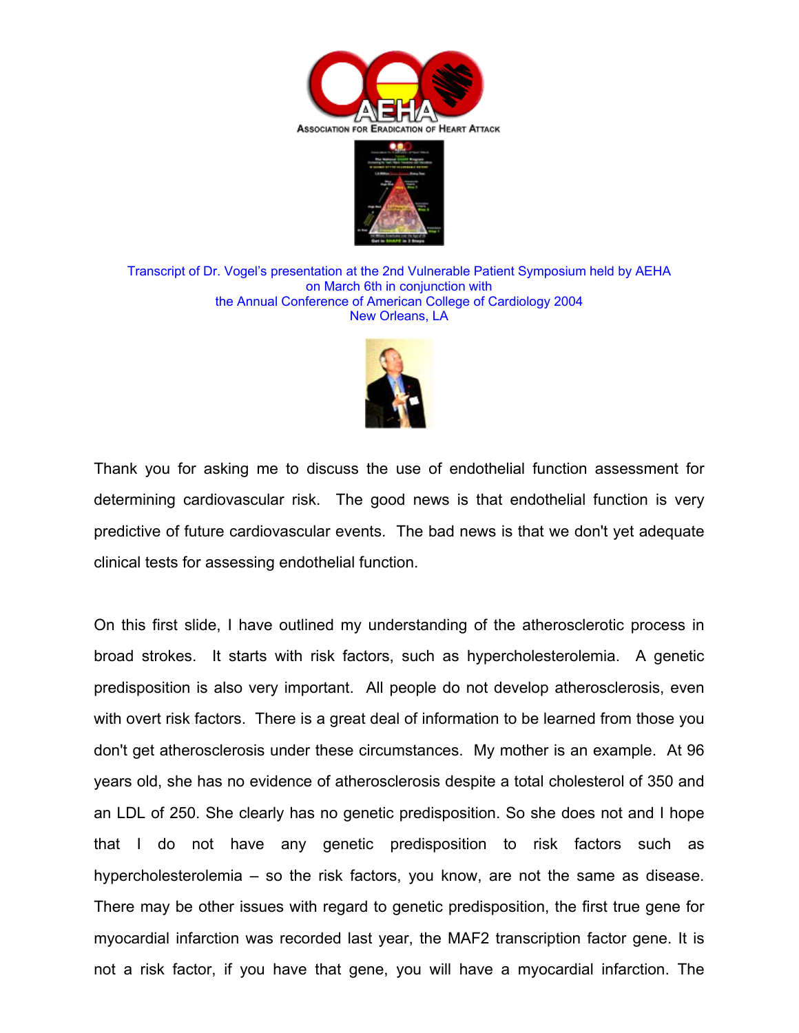ASSOCIATION FOR ERADICATION OF HEART ATTACK

Transcript of Dr. Vogel's presentation at the 2nd Vulnerable Patient Symposium held by AEHA on March 6th in conjunction with the Annual Conference of American College of Cardiology 2004 New Orleans, LA

Thank you for asking me to discuss the use of endothelial function assessment for determining cardiovascular risk. The good news is that endothelial function is very predictive of future cardiovascular events. The bad news is that we don't yet adequate clinical tests for assessing endothelial function.

On this first slide, I have outlined my understanding of the atherosclerotic process in broad strokes. It starts with risk factors, such as hypercholesterolemia. A genetic predisposition is also very important. All people do not develop atherosclerosis, even with overt risk factors. There is a great deal of information to be learned from those you don't get atherosclerosis under these circumstances. My mother is an example. At 96 years old, she has no evidence of atherosclerosis despite a total cholesterol of 350 and an LDL of 250. She clearly has no genetic predisposition. So she does not and I hope that I do not have any genetic predisposition to risk factors such as hypercholesterolemia – so the risk factors, you know, are not the same as disease. There may be other issues with regard to genetic predisposition, the first true gene for myocardial infarction was recorded last year, the MAF2 transcription factor gene. It is not a risk factor, if you have that gene, you will have a myocardial infarction. The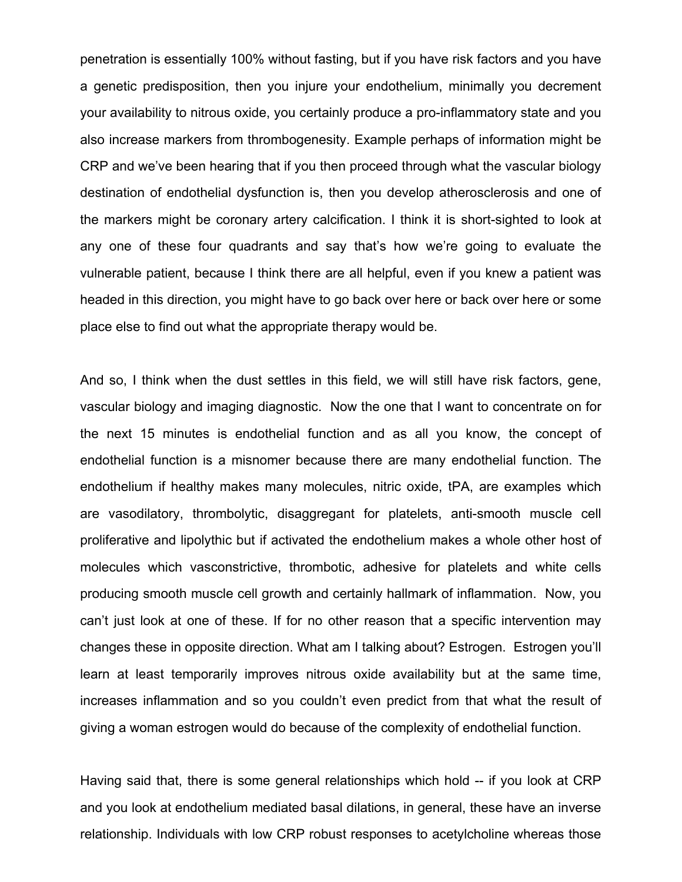penetration is essentially 100% without fasting, but if you have risk factors and you have a genetic predisposition, then you injure your endothelium, minimally you decrement your availability to nitrous oxide, you certainly produce a pro-inflammatory state and you also increase markers from thrombogenesity. Example perhaps of information might be CRP and we've been hearing that if you then proceed through what the vascular biology destination of endothelial dysfunction is, then you develop atherosclerosis and one of the markers might be coronary artery calcification. I think it is short-sighted to look at any one of these four quadrants and say that's how we're going to evaluate the vulnerable patient, because I think there are all helpful, even if you knew a patient was headed in this direction, you might have to go back over here or back over here or some place else to find out what the appropriate therapy would be.

And so, I think when the dust settles in this field, we will still have risk factors, gene, vascular biology and imaging diagnostic. Now the one that I want to concentrate on for the next 15 minutes is endothelial function and as all you know, the concept of endothelial function is a misnomer because there are many endothelial function. The endothelium if healthy makes many molecules, nitric oxide, tPA, are examples which are vasodilatory, thrombolytic, disaggregant for platelets, anti-smooth muscle cell proliferative and lipolythic but if activated the endothelium makes a whole other host of molecules which vasconstrictive, thrombotic, adhesive for platelets and white cells producing smooth muscle cell growth and certainly hallmark of inflammation. Now, you can't just look at one of these. If for no other reason that a specific intervention may changes these in opposite direction. What am I talking about? Estrogen. Estrogen you'll learn at least temporarily improves nitrous oxide availability but at the same time, increases inflammation and so you couldn't even predict from that what the result of giving a woman estrogen would do because of the complexity of endothelial function.

Having said that, there is some general relationships which hold -- if you look at CRP and you look at endothelium mediated basal dilations, in general, these have an inverse relationship. Individuals with low CRP robust responses to acetylcholine whereas those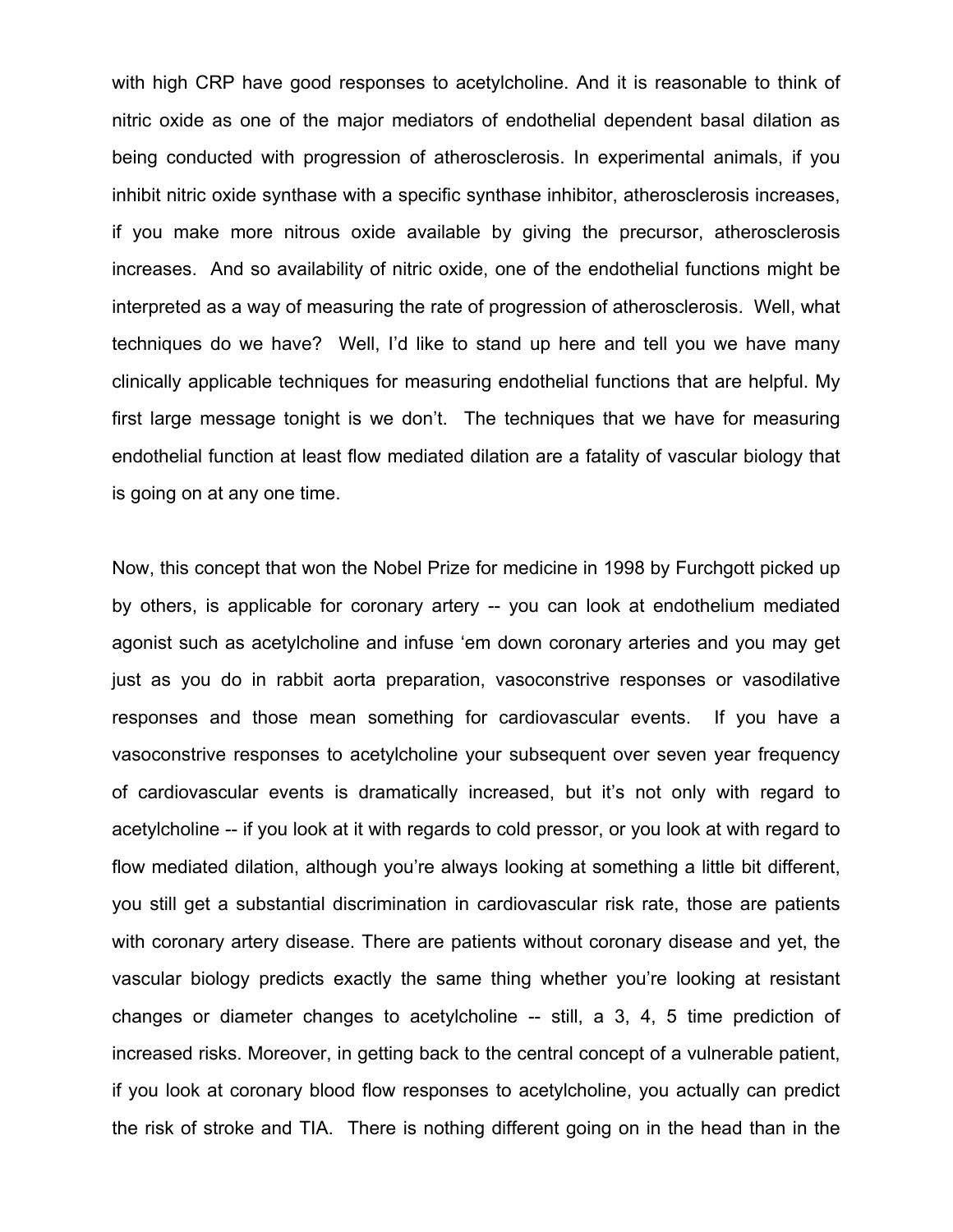with high CRP have good responses to acetylcholine. And it is reasonable to think of nitric oxide as one of the major mediators of endothelial dependent basal dilation as being conducted with progression of atherosclerosis. In experimental animals, if you inhibit nitric oxide synthase with a specific synthase inhibitor, atherosclerosis increases, if you make more nitrous oxide available by giving the precursor, atherosclerosis increases. And so availability of nitric oxide, one of the endothelial functions might be interpreted as a way of measuring the rate of progression of atherosclerosis. Well, what techniques do we have? Well, I'd like to stand up here and tell you we have many clinically applicable techniques for measuring endothelial functions that are helpful. My first large message tonight is we don't. The techniques that we have for measuring endothelial function at least flow mediated dilation are a fatality of vascular biology that is going on at any one time.

Now, this concept that won the Nobel Prize for medicine in 1998 by Furchgott picked up by others, is applicable for coronary artery -- you can look at endothelium mediated agonist such as acetylcholine and infuse 'em down coronary arteries and you may get just as you do in rabbit aorta preparation, vasoconstrive responses or vasodilative responses and those mean something for cardiovascular events. If you have a vasoconstrive responses to acetylcholine your subsequent over seven year frequency of cardiovascular events is dramatically increased, but it's not only with regard to acetylcholine -- if you look at it with regards to cold pressor, or you look at with regard to flow mediated dilation, although you're always looking at something a little bit different, you still get a substantial discrimination in cardiovascular risk rate, those are patients with coronary artery disease. There are patients without coronary disease and yet, the vascular biology predicts exactly the same thing whether you're looking at resistant changes or diameter changes to acetylcholine -- still, a 3, 4, 5 time prediction of increased risks. Moreover, in getting back to the central concept of a vulnerable patient, if you look at coronary blood flow responses to acetylcholine, you actually can predict the risk of stroke and TIA. There is nothing different going on in the head than in the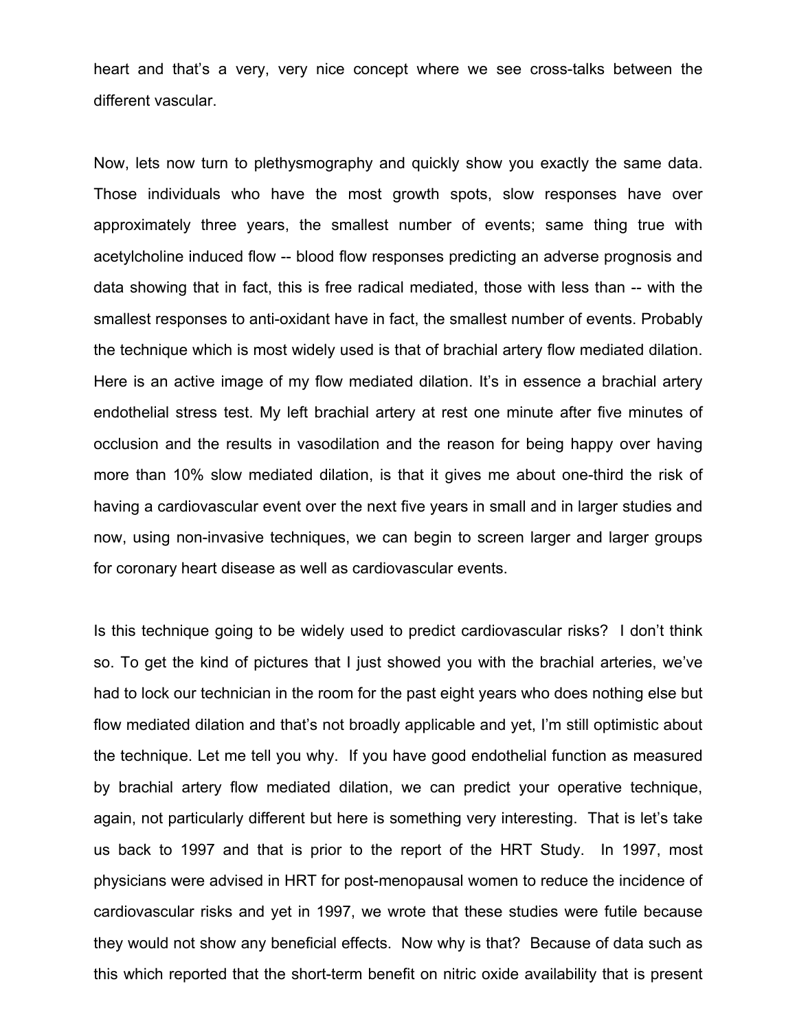heart and that's a very, very nice concept where we see cross-talks between the different vascular.

Now, lets now turn to plethysmography and quickly show you exactly the same data. Those individuals who have the most growth spots, slow responses have over approximately three years, the smallest number of events; same thing true with acetylcholine induced flow -- blood flow responses predicting an adverse prognosis and data showing that in fact, this is free radical mediated, those with less than -- with the smallest responses to anti-oxidant have in fact, the smallest number of events. Probably the technique which is most widely used is that of brachial artery flow mediated dilation. Here is an active image of my flow mediated dilation. It's in essence a brachial artery endothelial stress test. My left brachial artery at rest one minute after five minutes of occlusion and the results in vasodilation and the reason for being happy over having more than 10% slow mediated dilation, is that it gives me about one-third the risk of having a cardiovascular event over the next five years in small and in larger studies and now, using non-invasive techniques, we can begin to screen larger and larger groups for coronary heart disease as well as cardiovascular events.

Is this technique going to be widely used to predict cardiovascular risks? I don't think so. To get the kind of pictures that I just showed you with the brachial arteries, we've had to lock our technician in the room for the past eight years who does nothing else but flow mediated dilation and that's not broadly applicable and yet, I'm still optimistic about the technique. Let me tell you why. If you have good endothelial function as measured by brachial artery flow mediated dilation, we can predict your operative technique, again, not particularly different but here is something very interesting. That is let's take us back to 1997 and that is prior to the report of the HRT Study. In 1997, most physicians were advised in HRT for post-menopausal women to reduce the incidence of cardiovascular risks and yet in 1997, we wrote that these studies were futile because they would not show any beneficial effects. Now why is that? Because of data such as this which reported that the short-term benefit on nitric oxide availability that is present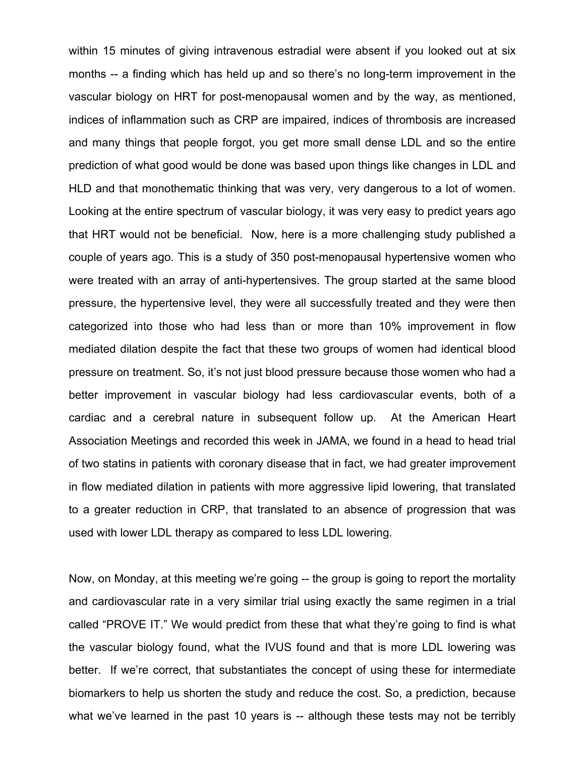within 15 minutes of giving intravenous estradial were absent if you looked out at six months -- a finding which has held up and so there's no long-term improvement in the vascular biology on HRT for post-menopausal women and by the way, as mentioned, indices of inflammation such as CRP are impaired, indices of thrombosis are increased and many things that people forgot, you get more small dense LDL and so the entire prediction of what good would be done was based upon things like changes in LDL and HLD and that monothematic thinking that was very, very dangerous to a lot of women. Looking at the entire spectrum of vascular biology, it was very easy to predict years ago that HRT would not be beneficial. Now, here is a more challenging study published a couple of years ago. This is a study of 350 post-menopausal hypertensive women who were treated with an array of anti-hypertensives. The group started at the same blood pressure, the hypertensive level, they were all successfully treated and they were then categorized into those who had less than or more than 10% improvement in flow mediated dilation despite the fact that these two groups of women had identical blood pressure on treatment. So, it's not just blood pressure because those women who had a better improvement in vascular biology had less cardiovascular events, both of a cardiac and a cerebral nature in subsequent follow up. At the American Heart Association Meetings and recorded this week in JAMA, we found in a head to head trial of two statins in patients with coronary disease that in fact, we had greater improvement in flow mediated dilation in patients with more aggressive lipid lowering, that translated to a greater reduction in CRP, that translated to an absence of progression that was used with lower LDL therapy as compared to less LDL lowering.

Now, on Monday, at this meeting we're going -- the group is going to report the mortality and cardiovascular rate in a very similar trial using exactly the same regimen in a trial called "PROVE IT." We would predict from these that what they're going to find is what the vascular biology found, what the IVUS found and that is more LDL lowering was better. If we're correct, that substantiates the concept of using these for intermediate biomarkers to help us shorten the study and reduce the cost. So, a prediction, because what we've learned in the past 10 years is -- although these tests may not be terribly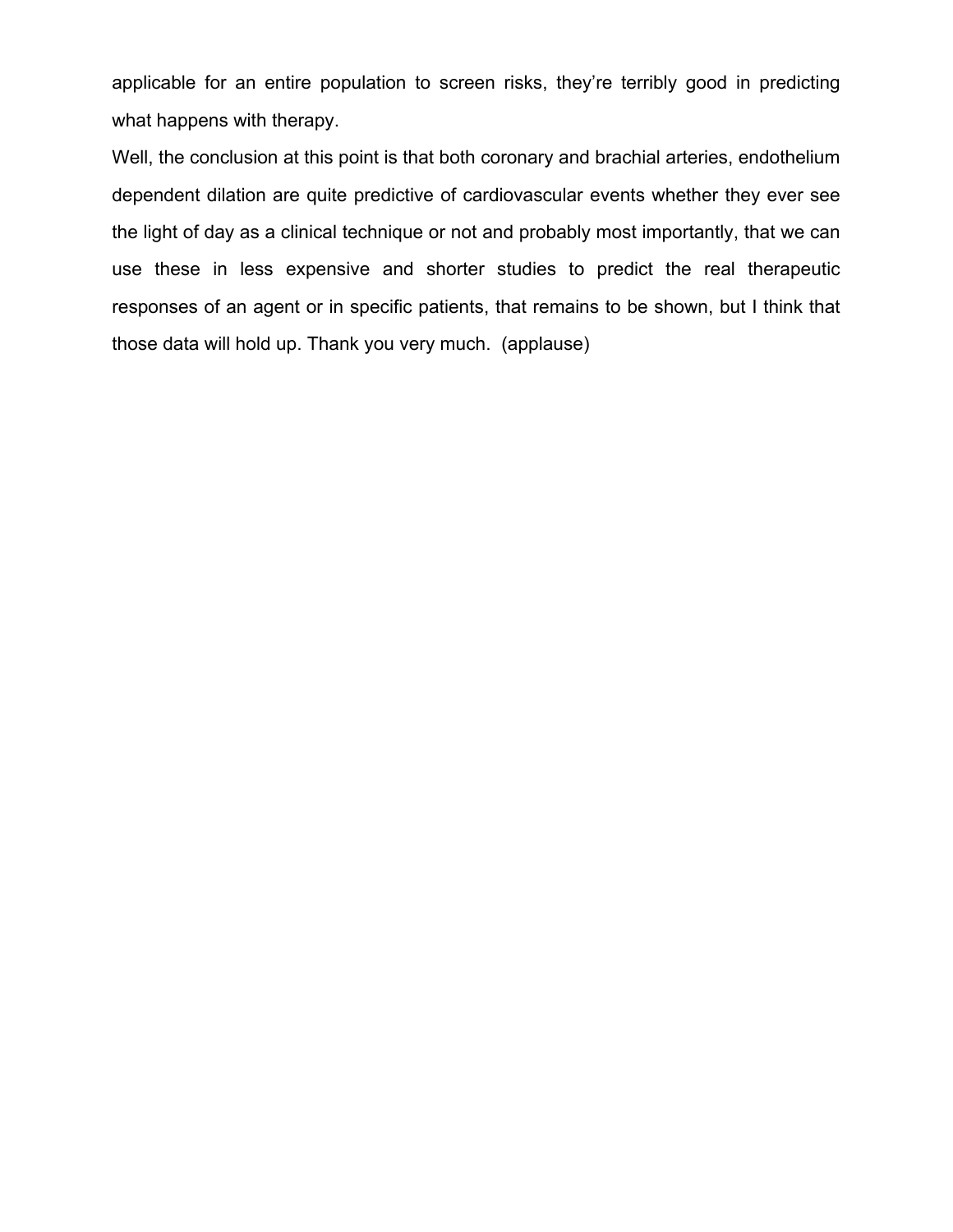applicable for an entire population to screen risks, they're terribly good in predicting what happens with therapy.

Well, the conclusion at this point is that both coronary and brachial arteries, endothelium dependent dilation are quite predictive of cardiovascular events whether they ever see the light of day as a clinical technique or not and probably most importantly, that we can use these in less expensive and shorter studies to predict the real therapeutic responses of an agent or in specific patients, that remains to be shown, but I think that those data will hold up. Thank you very much. (applause)